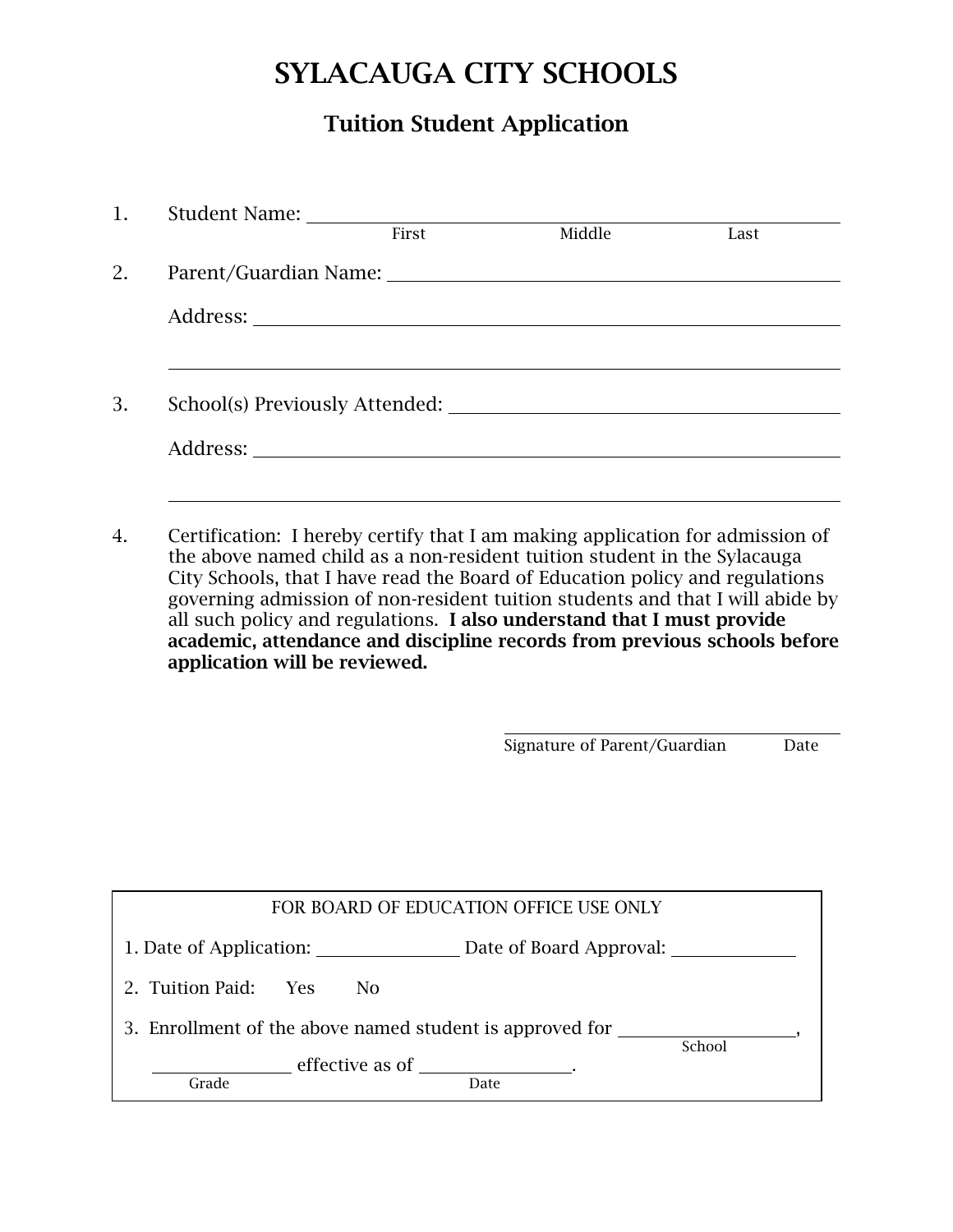# SYLACAUGA CITY SCHOOLS

## Tuition Student Application

1. Student Name: ______________________________________________
   First Middle Last

2. Parent/Guardian Name: ______________________________________

   Address: ______________________________________________

   ______________________________________________

3. School(s) Previously Attended: ______________________________

   Address: ______________________________________________

   ______________________________________________

4. Certification: I hereby certify that I am making application for admission of the above named child as a non-resident tuition student in the Sylacauga City Schools, that I have read the Board of Education policy and regulations governing admission of non-resident tuition students and that I will abide by all such policy and regulations. **I also understand that I must provide academic, attendance and discipline records from previous schools before application will be reviewed.**

______________________________
Signature of Parent/Guardian Date

---

FOR BOARD OF EDUCATION OFFICE USE ONLY

1. Date of Application: ______________ Date of Board Approval: ____________

2. Tuition Paid: Yes No

3. Enrollment of the above named student is approved for ________________,
   School

   ______________ effective as of ______________.
   Grade Date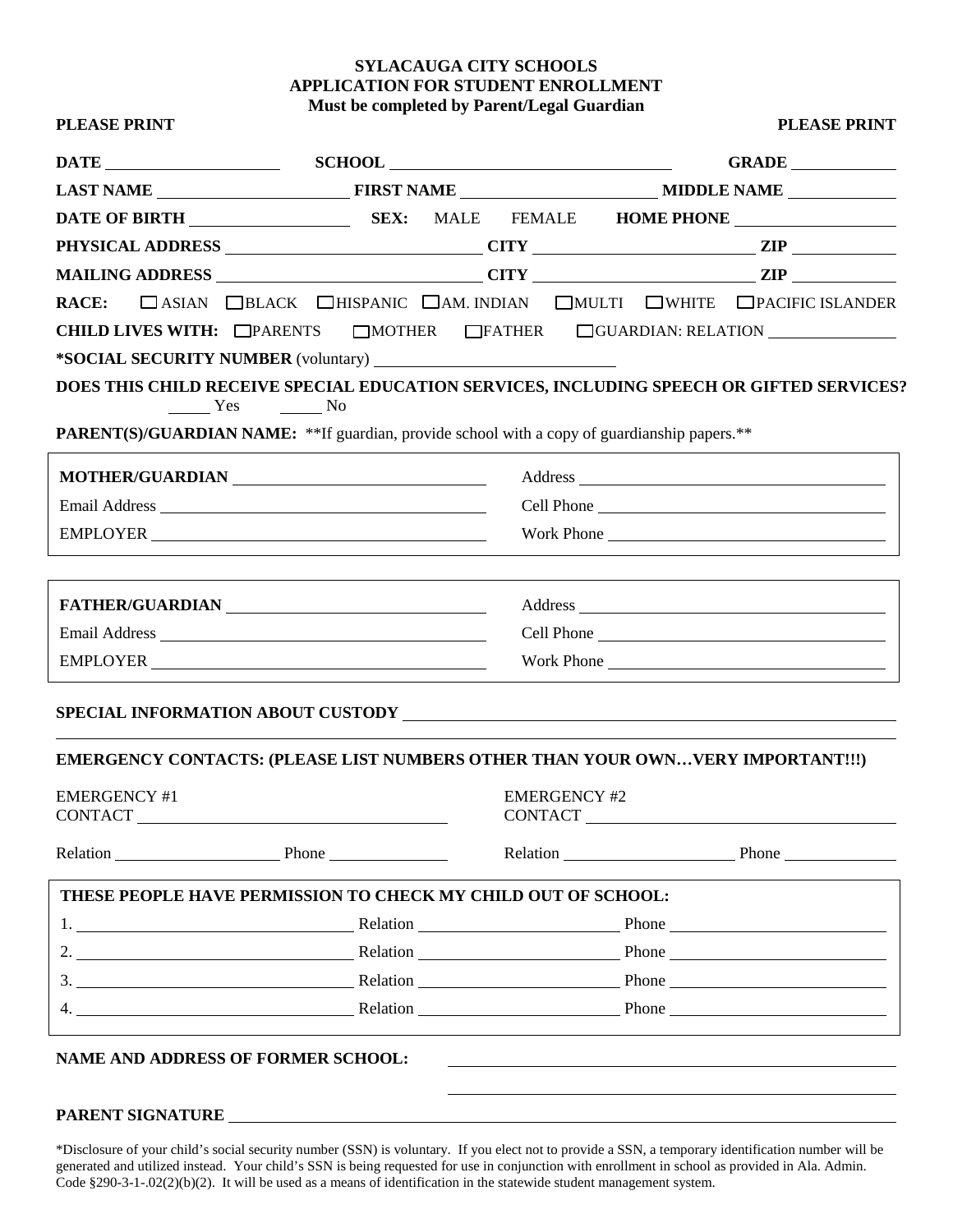# SYLACAUGA CITY SCHOOLS
## APPLICATION FOR STUDENT ENROLLMENT
**Must be completed by Parent/Legal Guardian**

**PLEASE PRINT** **PLEASE PRINT**

**DATE** \_\_\_\_\_\_\_\_\_\_\_\_ **SCHOOL** \_\_\_\_\_\_\_\_\_\_\_\_\_\_\_\_\_\_\_\_ **GRADE** \_\_\_\_\_\_\_\_

**LAST NAME** \_\_\_\_\_\_\_\_\_\_\_\_\_\_ **FIRST NAME** \_\_\_\_\_\_\_\_\_\_\_\_\_\_ **MIDDLE NAME** \_\_\_\_\_\_\_\_

**DATE OF BIRTH** \_\_\_\_\_\_\_\_\_\_\_\_ **SEX:** MALE FEMALE **HOME PHONE** \_\_\_\_\_\_\_\_\_\_\_\_

**PHYSICAL ADDRESS** \_\_\_\_\_\_\_\_\_\_\_\_\_\_\_\_\_\_ **CITY** \_\_\_\_\_\_\_\_\_\_\_\_\_\_\_\_ **ZIP** \_\_\_\_\_\_\_\_

**MAILING ADDRESS** \_\_\_\_\_\_\_\_\_\_\_\_\_\_\_\_\_\_ **CITY** \_\_\_\_\_\_\_\_\_\_\_\_\_\_\_\_ **ZIP** \_\_\_\_\_\_\_\_

**RACE:** ☐ ASIAN ☐ BLACK ☐ HISPANIC ☐ AM. INDIAN ☐ MULTI ☐ WHITE ☐ PACIFIC ISLANDER

**CHILD LIVES WITH:** ☐ PARENTS ☐ MOTHER ☐ FATHER ☐ GUARDIAN: RELATION \_\_\_\_\_\_\_\_\_\_

**\*SOCIAL SECURITY NUMBER** (voluntary) \_\_\_\_\_\_\_\_\_\_\_\_\_\_\_\_\_\_

**DOES THIS CHILD RECEIVE SPECIAL EDUCATION SERVICES, INCLUDING SPEECH OR GIFTED SERVICES?**
\_\_\_\_ Yes \_\_\_\_ No

**PARENT(S)/GUARDIAN NAME:** \*\*If guardian, provide school with a copy of guardianship papers.\*\*

**MOTHER/GUARDIAN** \_\_\_\_\_\_\_\_\_\_\_\_\_\_\_\_\_\_ Address \_\_\_\_\_\_\_\_\_\_\_\_\_\_\_\_\_\_

Email Address \_\_\_\_\_\_\_\_\_\_\_\_\_\_\_\_\_\_ Cell Phone \_\_\_\_\_\_\_\_\_\_\_\_\_\_\_\_\_\_

EMPLOYER \_\_\_\_\_\_\_\_\_\_\_\_\_\_\_\_\_\_ Work Phone \_\_\_\_\_\_\_\_\_\_\_\_\_\_\_\_\_\_

**FATHER/GUARDIAN** \_\_\_\_\_\_\_\_\_\_\_\_\_\_\_\_\_\_ Address \_\_\_\_\_\_\_\_\_\_\_\_\_\_\_\_\_\_

Email Address \_\_\_\_\_\_\_\_\_\_\_\_\_\_\_\_\_\_ Cell Phone \_\_\_\_\_\_\_\_\_\_\_\_\_\_\_\_\_\_

EMPLOYER \_\_\_\_\_\_\_\_\_\_\_\_\_\_\_\_\_\_ Work Phone \_\_\_\_\_\_\_\_\_\_\_\_\_\_\_\_\_\_

**SPECIAL INFORMATION ABOUT CUSTODY** \_\_\_\_\_\_\_\_\_\_\_\_\_\_\_\_\_\_\_\_\_\_\_\_\_\_\_\_\_\_\_\_\_\_\_\_

**EMERGENCY CONTACTS: (PLEASE LIST NUMBERS OTHER THAN YOUR OWN…VERY IMPORTANT!!!)**

EMERGENCY #1
CONTACT \_\_\_\_\_\_\_\_\_\_\_\_\_\_\_\_\_\_

Relation \_\_\_\_\_\_\_\_\_\_ Phone \_\_\_\_\_\_\_\_\_\_

EMERGENCY #2
CONTACT \_\_\_\_\_\_\_\_\_\_\_\_\_\_\_\_\_\_

Relation \_\_\_\_\_\_\_\_\_\_ Phone \_\_\_\_\_\_\_\_\_\_

**THESE PEOPLE HAVE PERMISSION TO CHECK MY CHILD OUT OF SCHOOL:**

1. \_\_\_\_\_\_\_\_\_\_\_\_\_\_\_\_ Relation \_\_\_\_\_\_\_\_\_\_\_\_ Phone \_\_\_\_\_\_\_\_\_\_\_\_
2. \_\_\_\_\_\_\_\_\_\_\_\_\_\_\_\_ Relation \_\_\_\_\_\_\_\_\_\_\_\_ Phone \_\_\_\_\_\_\_\_\_\_\_\_
3. \_\_\_\_\_\_\_\_\_\_\_\_\_\_\_\_ Relation \_\_\_\_\_\_\_\_\_\_\_\_ Phone \_\_\_\_\_\_\_\_\_\_\_\_
4. \_\_\_\_\_\_\_\_\_\_\_\_\_\_\_\_ Relation \_\_\_\_\_\_\_\_\_\_\_\_ Phone \_\_\_\_\_\_\_\_\_\_\_\_

**NAME AND ADDRESS OF FORMER SCHOOL:** \_\_\_\_\_\_\_\_\_\_\_\_\_\_\_\_\_\_\_\_\_\_\_\_\_\_\_\_

\_\_\_\_\_\_\_\_\_\_\_\_\_\_\_\_\_\_\_\_\_\_\_\_\_\_\_\_

**PARENT SIGNATURE** \_\_\_\_\_\_\_\_\_\_\_\_\_\_\_\_\_\_\_\_\_\_\_\_\_\_\_\_\_\_\_\_\_\_\_\_

\*Disclosure of your child's social security number (SSN) is voluntary. If you elect not to provide a SSN, a temporary identification number will be generated and utilized instead. Your child's SSN is being requested for use in conjunction with enrollment in school as provided in Ala. Admin. Code §290-3-1-.02(2)(b)(2). It will be used as a means of identification in the statewide student management system.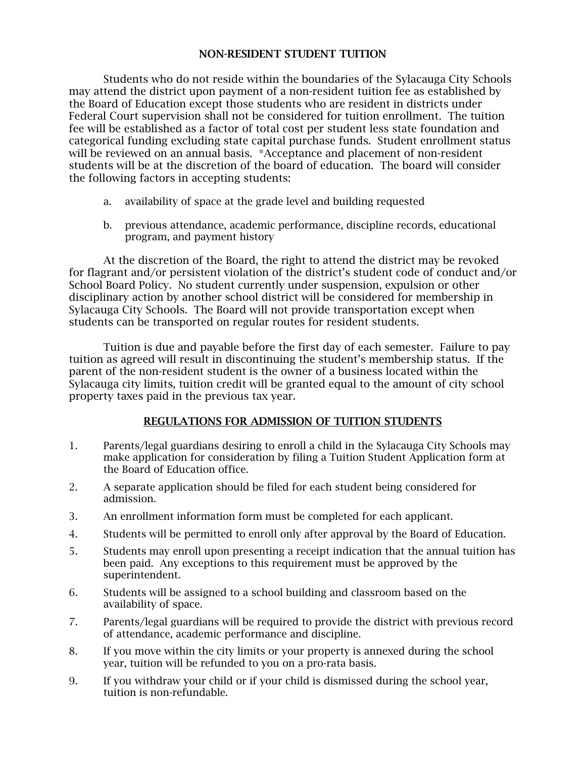## NON-RESIDENT STUDENT TUITION

Students who do not reside within the boundaries of the Sylacauga City Schools may attend the district upon payment of a non-resident tuition fee as established by the Board of Education except those students who are resident in districts under Federal Court supervision shall not be considered for tuition enrollment. The tuition fee will be established as a factor of total cost per student less state foundation and categorical funding excluding state capital purchase funds. Student enrollment status will be reviewed on an annual basis. *Acceptance and placement of non-resident students will be at the discretion of the board of education. The board will consider the following factors in accepting students:

a. availability of space at the grade level and building requested

b. previous attendance, academic performance, discipline records, educational program, and payment history

At the discretion of the Board, the right to attend the district may be revoked for flagrant and/or persistent violation of the district's student code of conduct and/or School Board Policy. No student currently under suspension, expulsion or other disciplinary action by another school district will be considered for membership in Sylacauga City Schools. The Board will not provide transportation except when students can be transported on regular routes for resident students.

Tuition is due and payable before the first day of each semester. Failure to pay tuition as agreed will result in discontinuing the student's membership status. If the parent of the non-resident student is the owner of a business located within the Sylacauga city limits, tuition credit will be granted equal to the amount of city school property taxes paid in the previous tax year.

## REGULATIONS FOR ADMISSION OF TUITION STUDENTS

1. Parents/legal guardians desiring to enroll a child in the Sylacauga City Schools may make application for consideration by filing a Tuition Student Application form at the Board of Education office.
2. A separate application should be filed for each student being considered for admission.
3. An enrollment information form must be completed for each applicant.
4. Students will be permitted to enroll only after approval by the Board of Education.
5. Students may enroll upon presenting a receipt indication that the annual tuition has been paid. Any exceptions to this requirement must be approved by the superintendent.
6. Students will be assigned to a school building and classroom based on the availability of space.
7. Parents/legal guardians will be required to provide the district with previous record of attendance, academic performance and discipline.
8. If you move within the city limits or your property is annexed during the school year, tuition will be refunded to you on a pro-rata basis.
9. If you withdraw your child or if your child is dismissed during the school year, tuition is non-refundable.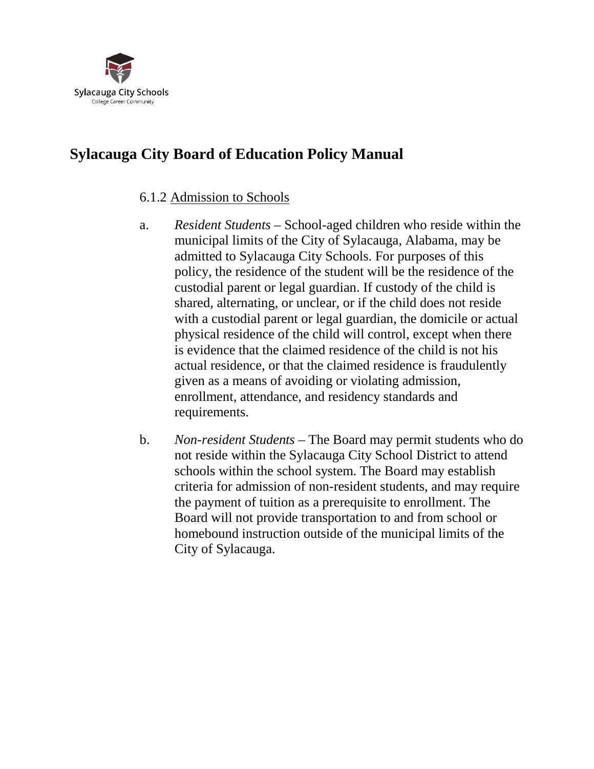Sylacauga City Schools
College Career Community

# Sylacauga City Board of Education Policy Manual

6.1.2 Admission to Schools

a. *Resident Students* – School-aged children who reside within the municipal limits of the City of Sylacauga, Alabama, may be admitted to Sylacauga City Schools. For purposes of this policy, the residence of the student will be the residence of the custodial parent or legal guardian. If custody of the child is shared, alternating, or unclear, or if the child does not reside with a custodial parent or legal guardian, the domicile or actual physical residence of the child will control, except when there is evidence that the claimed residence of the child is not his actual residence, or that the claimed residence is fraudulently given as a means of avoiding or violating admission, enrollment, attendance, and residency standards and requirements.

b. *Non-resident Students* – The Board may permit students who do not reside within the Sylacauga City School District to attend schools within the school system. The Board may establish criteria for admission of non-resident students, and may require the payment of tuition as a prerequisite to enrollment. The Board will not provide transportation to and from school or homebound instruction outside of the municipal limits of the City of Sylacauga.